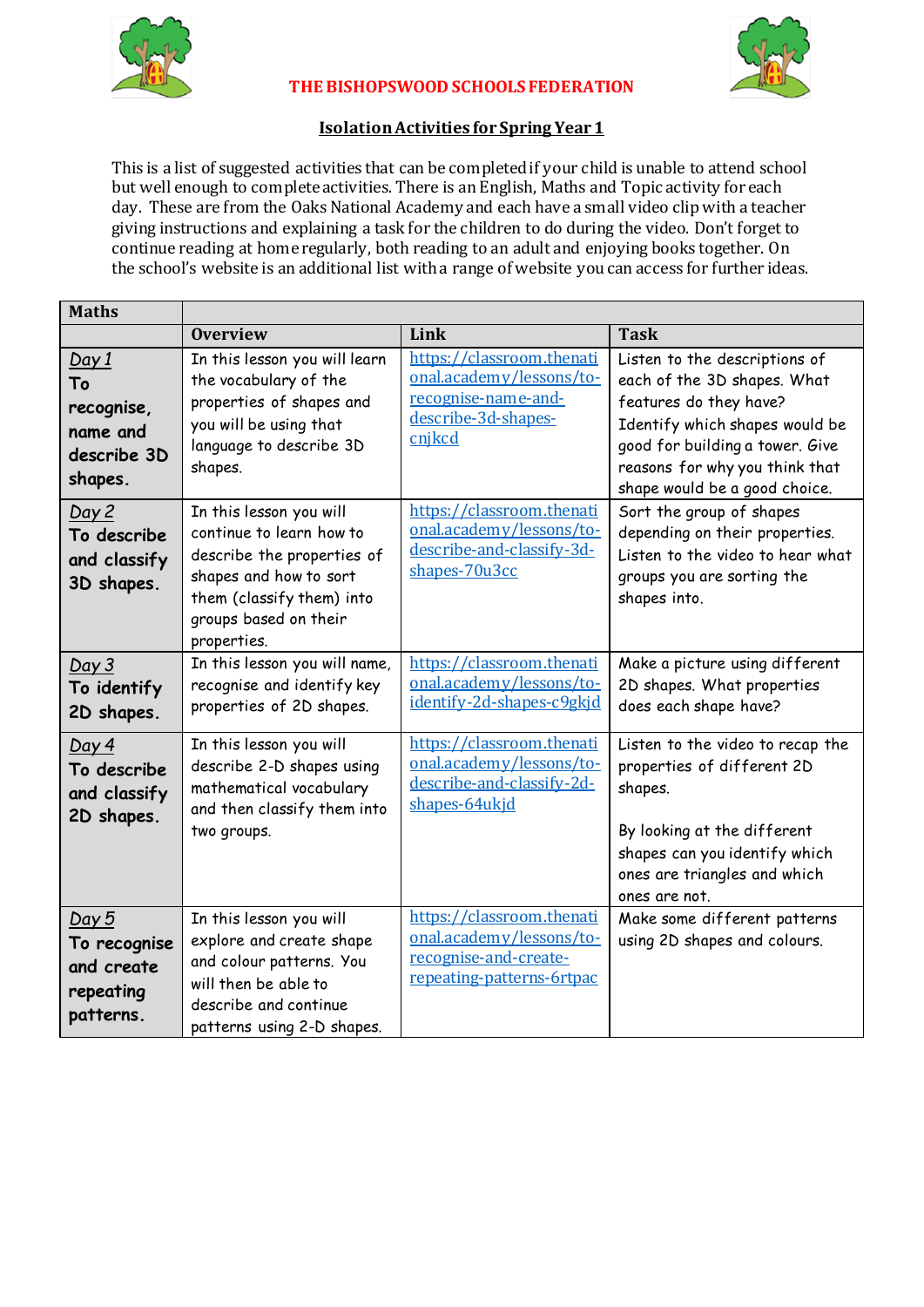# THE BISHOPSWOOD SCHOOLS FEDERATION

## Isolation Activities for Spring Year 1

This is a list of suggested activities that can be completed if your child is unable to attend school but well enough to complete activities. There is an English, Maths and Topic activity for each day. These are from the Oaks National Academy and each have a small video clip with a teacher giving instructions and explaining a task for the children to do during the video. Don't forget to continue reading at home regularly, both reading to an adult and enjoying books together. On the school's website is an additional list with a range of website you can access for further ideas.

| Maths | | | |
|---|---|---|---|
| | **Overview** | **Link** | **Task** |
| *Day 1* **To recognise, name and describe 3D shapes.** | In this lesson you will learn the vocabulary of the properties of shapes and you will be using that language to describe 3D shapes. | https://classroom.thenational.academy/lessons/to-recognise-name-and-describe-3d-shapes-cnjkcd | Listen to the descriptions of each of the 3D shapes. What features do they have? Identify which shapes would be good for building a tower. Give reasons for why you think that shape would be a good choice. |
| *Day 2* **To describe and classify 3D shapes.** | In this lesson you will continue to learn how to describe the properties of shapes and how to sort them (classify them) into groups based on their properties. | https://classroom.thenational.academy/lessons/to-describe-and-classify-3d-shapes-70u3cc | Sort the group of shapes depending on their properties. Listen to the video to hear what groups you are sorting the shapes into. |
| *Day 3* **To identify 2D shapes.** | In this lesson you will name, recognise and identify key properties of 2D shapes. | https://classroom.thenational.academy/lessons/to-identify-2d-shapes-c9gkjd | Make a picture using different 2D shapes. What properties does each shape have? |
| *Day 4* **To describe and classify 2D shapes.** | In this lesson you will describe 2-D shapes using mathematical vocabulary and then classify them into two groups. | https://classroom.thenational.academy/lessons/to-describe-and-classify-2d-shapes-64ukjd | Listen to the video to recap the properties of different 2D shapes.<br><br>By looking at the different shapes can you identify which ones are triangles and which ones are not. |
| *Day 5* **To recognise and create repeating patterns.** | In this lesson you will explore and create shape and colour patterns. You will then be able to describe and continue patterns using 2-D shapes. | https://classroom.thenational.academy/lessons/to-recognise-and-create-repeating-patterns-6rtpac | Make some different patterns using 2D shapes and colours. |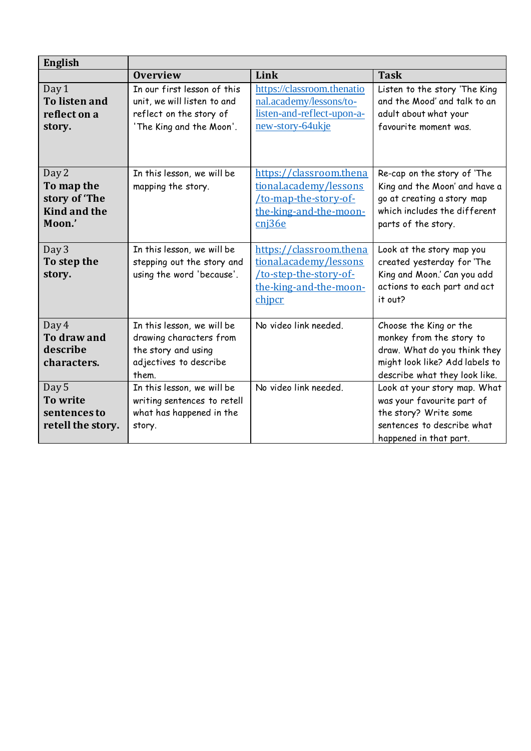| English | | | |
|---|---|---|---|
| | **Overview** | **Link** | **Task** |
| Day 1 **To listen and reflect on a story.** | In our first lesson of this unit, we will listen to and reflect on the story of 'The King and the Moon'. | https://classroom.thenational.academy/lessons/to-listen-and-reflect-upon-a-new-story-64ukje | Listen to the story 'The King and the Mood' and talk to an adult about what your favourite moment was. |
| Day 2 **To map the story of 'The Kind and the Moon.'** | In this lesson, we will be mapping the story. | https://classroom.thenational.academy/lessons/to-map-the-story-of-the-king-and-the-moon-cnj36e | Re-cap on the story of 'The King and the Moon' and have a go at creating a story map which includes the different parts of the story. |
| Day 3 **To step the story.** | In this lesson, we will be stepping out the story and using the word 'because'. | https://classroom.thenational.academy/lessons/to-step-the-story-of-the-king-and-the-moon-chjpcr | Look at the story map you created yesterday for 'The King and Moon.' Can you add actions to each part and act it out? |
| Day 4 **To draw and describe characters.** | In this lesson, we will be drawing characters from the story and using adjectives to describe them. | No video link needed. | Choose the King or the monkey from the story to draw. What do you think they might look like? Add labels to describe what they look like. |
| Day 5 **To write sentences to retell the story.** | In this lesson, we will be writing sentences to retell what has happened in the story. | No video link needed. | Look at your story map. What was your favourite part of the story? Write some sentences to describe what happened in that part. |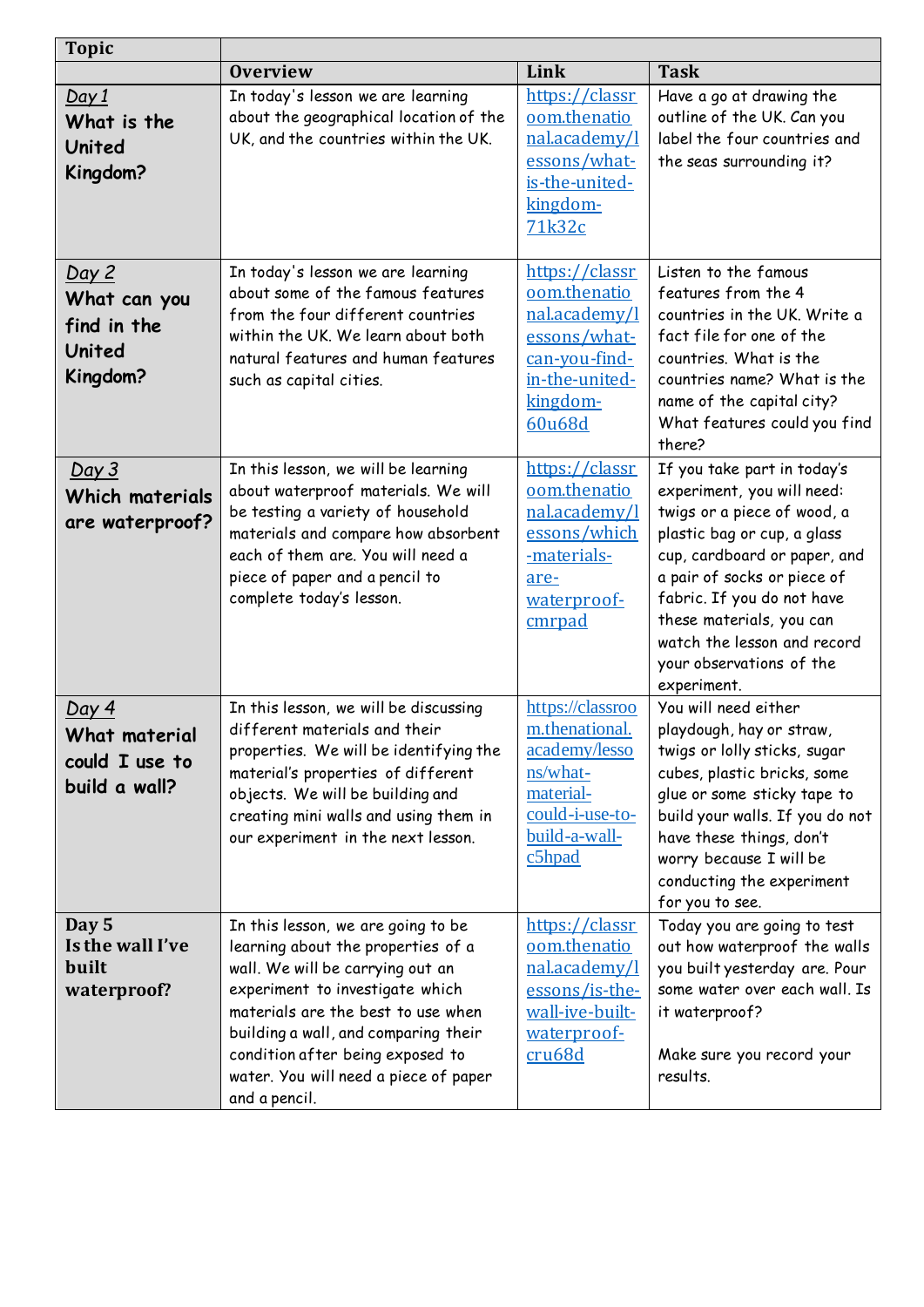| Topic | | | |
|---|---|---|---|
| | **Overview** | **Link** | **Task** |
| *Day 1* **What is the United Kingdom?** | In today's lesson we are learning about the geographical location of the UK, and the countries within the UK. | https://classroom.thenational.academy/lessons/what-is-the-united-kingdom-71k32c | Have a go at drawing the outline of the UK. Can you label the four countries and the seas surrounding it? |
| *Day 2* **What can you find in the United Kingdom?** | In today's lesson we are learning about some of the famous features from the four different countries within the UK. We learn about both natural features and human features such as capital cities. | https://classroom.thenational.academy/lessons/what-can-you-find-in-the-united-kingdom-60u68d | Listen to the famous features from the 4 countries in the UK. Write a fact file for one of the countries. What is the countries name? What is the name of the capital city? What features could you find there? |
| *Day 3* **Which materials are waterproof?** | In this lesson, we will be learning about waterproof materials. We will be testing a variety of household materials and compare how absorbent each of them are. You will need a piece of paper and a pencil to complete today's lesson. | https://classroom.thenational.academy/lessons/which-materials-are-waterproof-cmrpad | If you take part in today's experiment, you will need: twigs or a piece of wood, a plastic bag or cup, a glass cup, cardboard or paper, and a pair of socks or piece of fabric. If you do not have these materials, you can watch the lesson and record your observations of the experiment. |
| *Day 4* **What material could I use to build a wall?** | In this lesson, we will be discussing different materials and their properties. We will be identifying the material's properties of different objects. We will be building and creating mini walls and using them in our experiment in the next lesson. | https://classroom.thenational.academy/lessons/what-material-could-i-use-to-build-a-wall-c5hpad | You will need either playdough, hay or straw, twigs or lolly sticks, sugar cubes, plastic bricks, some glue or some sticky tape to build your walls. If you do not have these things, don't worry because I will be conducting the experiment for you to see. |
| **Day 5** **Is the wall I've built waterproof?** | In this lesson, we are going to be learning about the properties of a wall. We will be carrying out an experiment to investigate which materials are the best to use when building a wall, and comparing their condition after being exposed to water. You will need a piece of paper and a pencil. | https://classroom.thenational.academy/lessons/is-the-wall-ive-built-waterproof-cru68d | Today you are going to test out how waterproof the walls you built yesterday are. Pour some water over each wall. Is it waterproof? Make sure you record your results. |